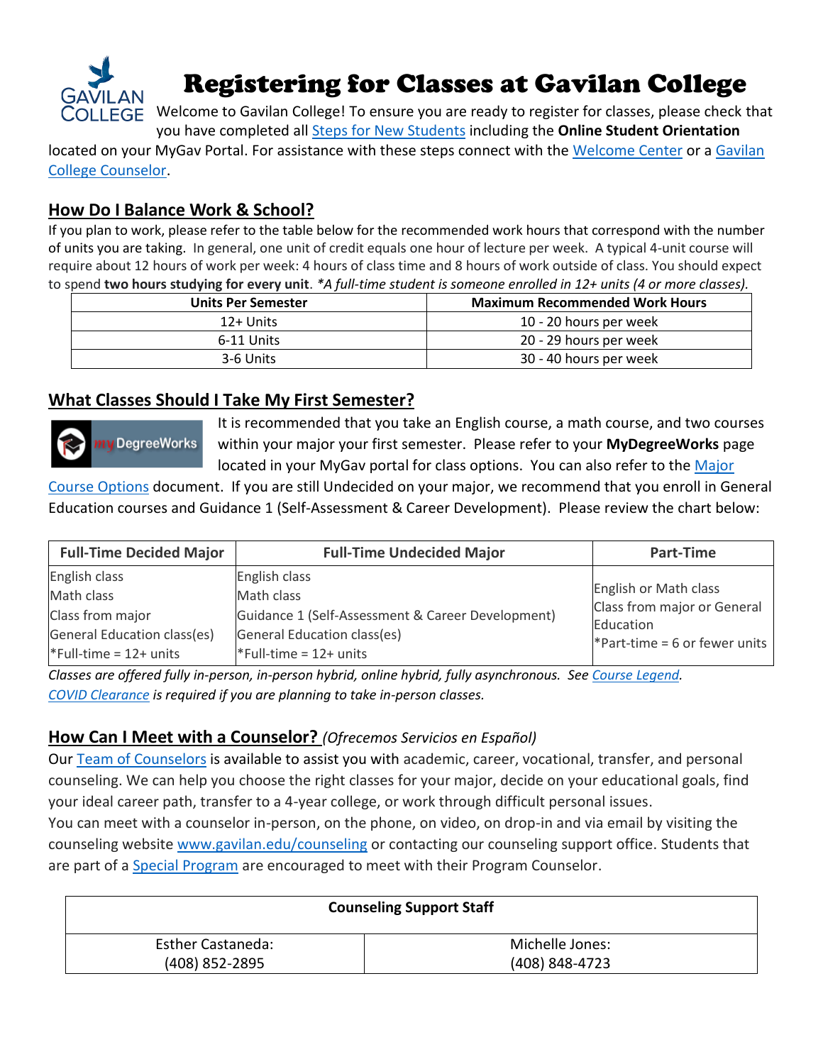# Registering for Classes at Gavilan College

Welcome to Gavilan College! To ensure you are ready to register for classes, please check that you have completed all Steps for New Students including the **Online Student Orientation** located on your MyGav Portal. For assistance with these steps connect with the Welcome Center or a Gavilan College Counselor.

## How Do I Balance Work & School?

If you plan to work, please refer to the table below for the recommended work hours that correspond with the number of units you are taking. In general, one unit of credit equals one hour of lecture per week. A typical 4-unit course will require about 12 hours of work per week: 4 hours of class time and 8 hours of work outside of class. You should expect to spend **two hours studying for every unit**. *\*A full-time student is someone enrolled in 12+ units (4 or more classes).*

| Units Per Semester | Maximum Recommended Work Hours |
|---|---|
| 12+ Units | 10 - 20 hours per week |
| 6-11 Units | 20 - 29 hours per week |
| 3-6 Units | 30 - 40 hours per week |

## What Classes Should I Take My First Semester?

It is recommended that you take an English course, a math course, and two courses within your major your first semester. Please refer to your **MyDegreeWorks** page located in your MyGav portal for class options. You can also refer to the Major Course Options document. If you are still Undecided on your major, we recommend that you enroll in General Education courses and Guidance 1 (Self-Assessment & Career Development). Please review the chart below:

| Full-Time Decided Major | Full-Time Undecided Major | Part-Time |
|---|---|---|
| English class<br>Math class<br>Class from major<br>General Education class(es)<br>*Full-time = 12+ units | English class<br>Math class<br>Guidance 1 (Self-Assessment & Career Development)<br>General Education class(es)<br>*Full-time = 12+ units | English or Math class<br>Class from major or General Education<br>*Part-time = 6 or fewer units |

*Classes are offered fully in-person, in-person hybrid, online hybrid, fully asynchronous. See Course Legend.*
*COVID Clearance is required if you are planning to take in-person classes.*

## How Can I Meet with a Counselor? *(Ofrecemos Servicios en Español)*

Our Team of Counselors is available to assist you with academic, career, vocational, transfer, and personal counseling. We can help you choose the right classes for your major, decide on your educational goals, find your ideal career path, transfer to a 4-year college, or work through difficult personal issues.

You can meet with a counselor in-person, on the phone, on video, on drop-in and via email by visiting the counseling website www.gavilan.edu/counseling or contacting our counseling support office. Students that are part of a Special Program are encouraged to meet with their Program Counselor.

| Counseling Support Staff | |
|---|---|
| Esther Castaneda:<br>(408) 852-2895 | Michelle Jones:<br>(408) 848-4723 |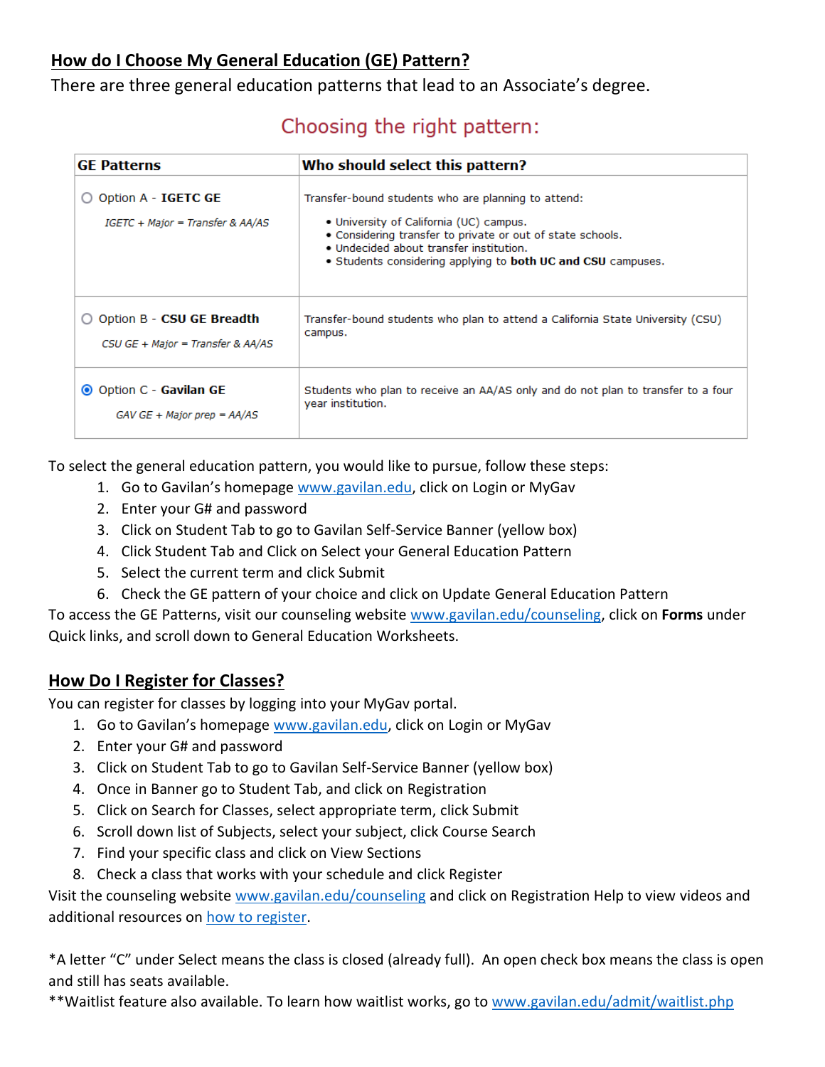## How do I Choose My General Education (GE) Pattern?

There are three general education patterns that lead to an Associate's degree.

### Choosing the right pattern:

| GE Patterns | Who should select this pattern? |
| --- | --- |
| ○ Option A - **IGETC GE**<br>*IGETC + Major = Transfer & AA/AS* | Transfer-bound students who are planning to attend:<br>• University of California (UC) campus.<br>• Considering transfer to private or out of state schools.<br>• Undecided about transfer institution.<br>• Students considering applying to **both UC and CSU** campuses. |
| ○ Option B - **CSU GE Breadth**<br>*CSU GE + Major = Transfer & AA/AS* | Transfer-bound students who plan to attend a California State University (CSU) campus. |
| ◉ Option C - **Gavilan GE**<br>*GAV GE + Major prep = AA/AS* | Students who plan to receive an AA/AS only and do not plan to transfer to a four year institution. |

To select the general education pattern, you would like to pursue, follow these steps:

1. Go to Gavilan's homepage www.gavilan.edu, click on Login or MyGav
2. Enter your G# and password
3. Click on Student Tab to go to Gavilan Self-Service Banner (yellow box)
4. Click Student Tab and Click on Select your General Education Pattern
5. Select the current term and click Submit
6. Check the GE pattern of your choice and click on Update General Education Pattern

To access the GE Patterns, visit our counseling website www.gavilan.edu/counseling, click on **Forms** under Quick links, and scroll down to General Education Worksheets.

## How Do I Register for Classes?

You can register for classes by logging into your MyGav portal.

1. Go to Gavilan's homepage www.gavilan.edu, click on Login or MyGav
2. Enter your G# and password
3. Click on Student Tab to go to Gavilan Self-Service Banner (yellow box)
4. Once in Banner go to Student Tab, and click on Registration
5. Click on Search for Classes, select appropriate term, click Submit
6. Scroll down list of Subjects, select your subject, click Course Search
7. Find your specific class and click on View Sections
8. Check a class that works with your schedule and click Register

Visit the counseling website www.gavilan.edu/counseling and click on Registration Help to view videos and additional resources on how to register.

*A letter "C" under Select means the class is closed (already full). An open check box means the class is open and still has seats available.

**Waitlist feature also available. To learn how waitlist works, go to www.gavilan.edu/admit/waitlist.php